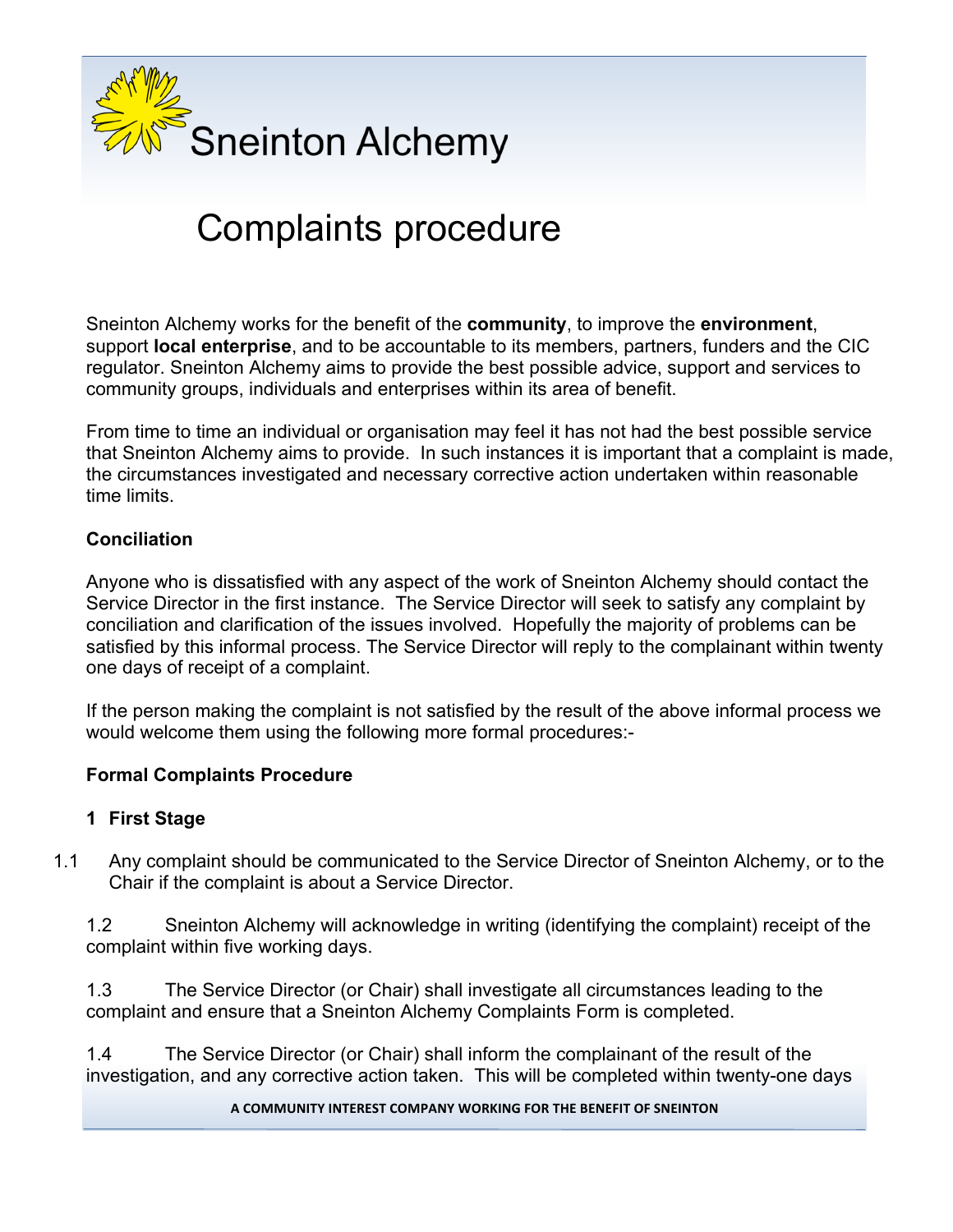Sneinton Alchemy

# Complaints procedure

Sneinton Alchemy works for the benefit of the **community**, to improve the **environment**, support **local enterprise**, and to be accountable to its members, partners, funders and the CIC regulator. Sneinton Alchemy aims to provide the best possible advice, support and services to community groups, individuals and enterprises within its area of benefit.

From time to time an individual or organisation may feel it has not had the best possible service that Sneinton Alchemy aims to provide. In such instances it is important that a complaint is made, the circumstances investigated and necessary corrective action undertaken within reasonable time limits.

### Conciliation

Anyone who is dissatisfied with any aspect of the work of Sneinton Alchemy should contact the Service Director in the first instance. The Service Director will seek to satisfy any complaint by conciliation and clarification of the issues involved. Hopefully the majority of problems can be satisfied by this informal process. The Service Director will reply to the complainant within twenty one days of receipt of a complaint.

If the person making the complaint is not satisfied by the result of the above informal process we would welcome them using the following more formal procedures:-

### Formal Complaints Procedure

#### 1 First Stage

1.1 Any complaint should be communicated to the Service Director of Sneinton Alchemy, or to the Chair if the complaint is about a Service Director.

1.2 Sneinton Alchemy will acknowledge in writing (identifying the complaint) receipt of the complaint within five working days.

1.3 The Service Director (or Chair) shall investigate all circumstances leading to the complaint and ensure that a Sneinton Alchemy Complaints Form is completed.

1.4 The Service Director (or Chair) shall inform the complainant of the result of the investigation, and any corrective action taken. This will be completed within twenty-one days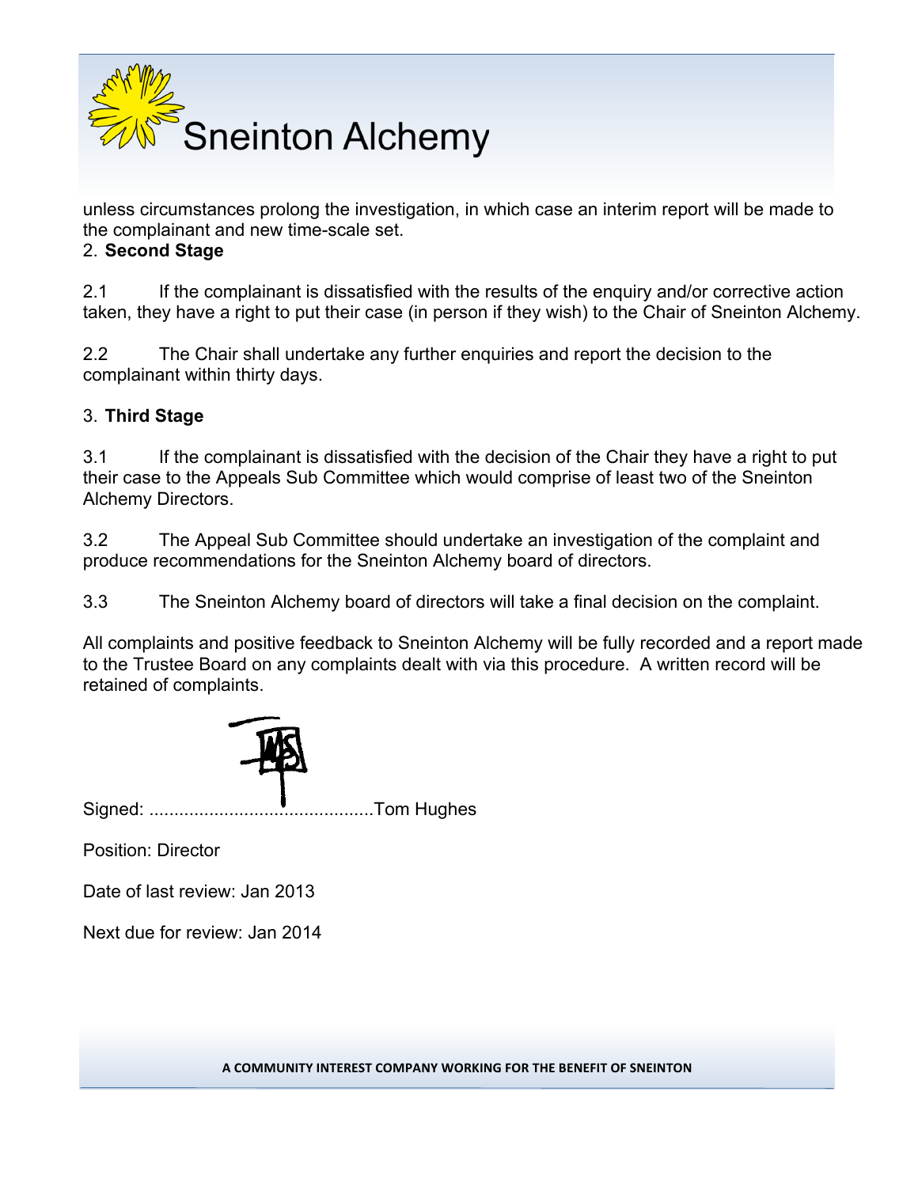unless circumstances prolong the investigation, in which case an interim report will be made to the complainant and new time-scale set.

2. **Second Stage**

2.1 If the complainant is dissatisfied with the results of the enquiry and/or corrective action taken, they have a right to put their case (in person if they wish) to the Chair of Sneinton Alchemy.

2.2 The Chair shall undertake any further enquiries and report the decision to the complainant within thirty days.

3. **Third Stage**

3.1 If the complainant is dissatisfied with the decision of the Chair they have a right to put their case to the Appeals Sub Committee which would comprise of least two of the Sneinton Alchemy Directors.

3.2 The Appeal Sub Committee should undertake an investigation of the complaint and produce recommendations for the Sneinton Alchemy board of directors.

3.3 The Sneinton Alchemy board of directors will take a final decision on the complaint.

All complaints and positive feedback to Sneinton Alchemy will be fully recorded and a report made to the Trustee Board on any complaints dealt with via this procedure. A written record will be retained of complaints.

Signed: ............................................Tom Hughes

Position: Director

Date of last review: Jan 2013

Next due for review: Jan 2014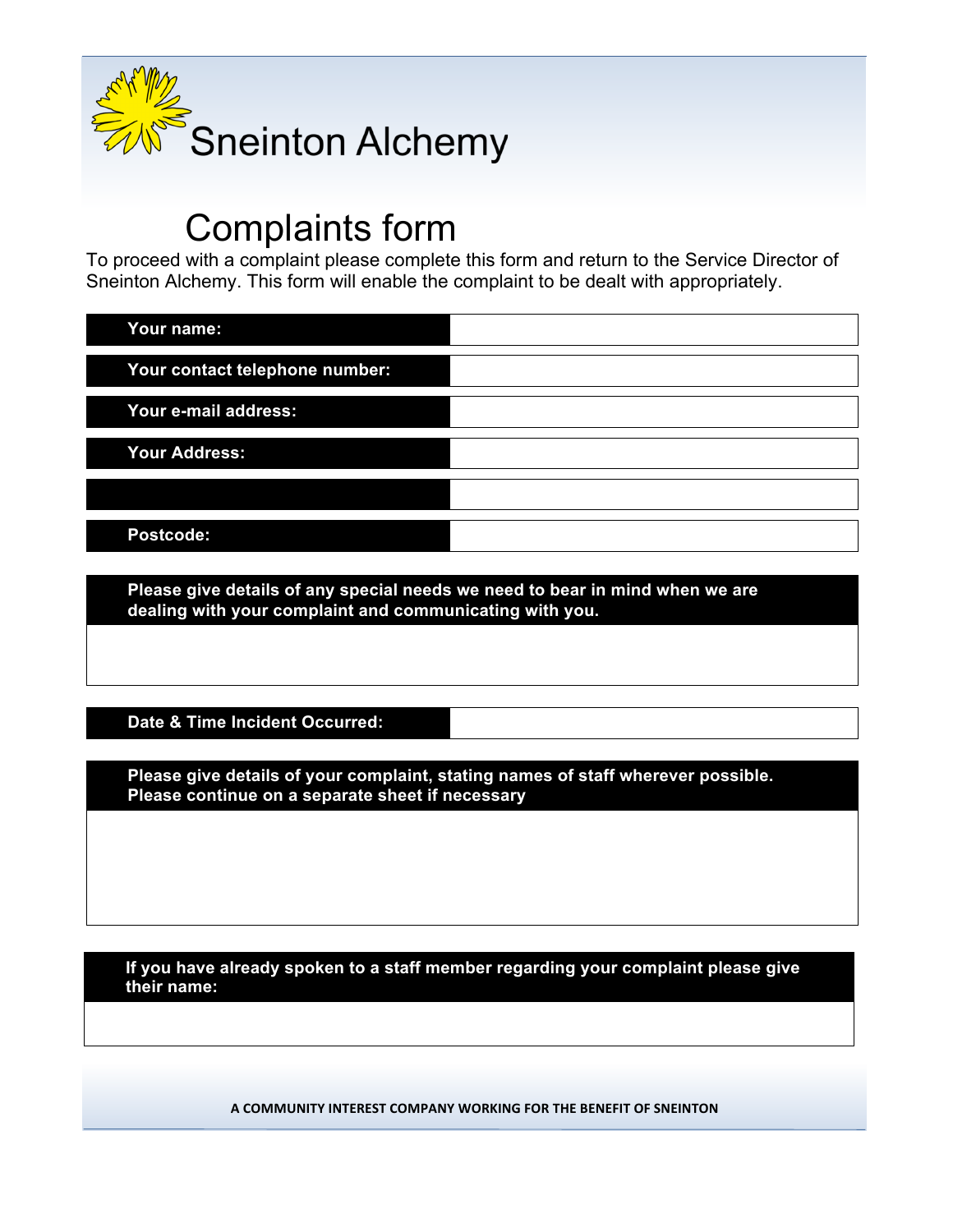Sneinton Alchemy

# Complaints form

To proceed with a complaint please complete this form and return to the Service Director of Sneinton Alchemy. This form will enable the complaint to be dealt with appropriately.

| **Your name:** | |
|---|---|
| **Your contact telephone number:** | |
| **Your e-mail address:** | |
| **Your Address:** | |
| | |
| **Postcode:** | |

**Please give details of any special needs we need to bear in mind when we are dealing with your complaint and communicating with you.**

| **Date & Time Incident Occurred:** | |
|---|---|

**Please give details of your complaint, stating names of staff wherever possible. Please continue on a separate sheet if necessary**

**If you have already spoken to a staff member regarding your complaint please give their name:**

A COMMUNITY INTEREST COMPANY WORKING FOR THE BENEFIT OF SNEINTON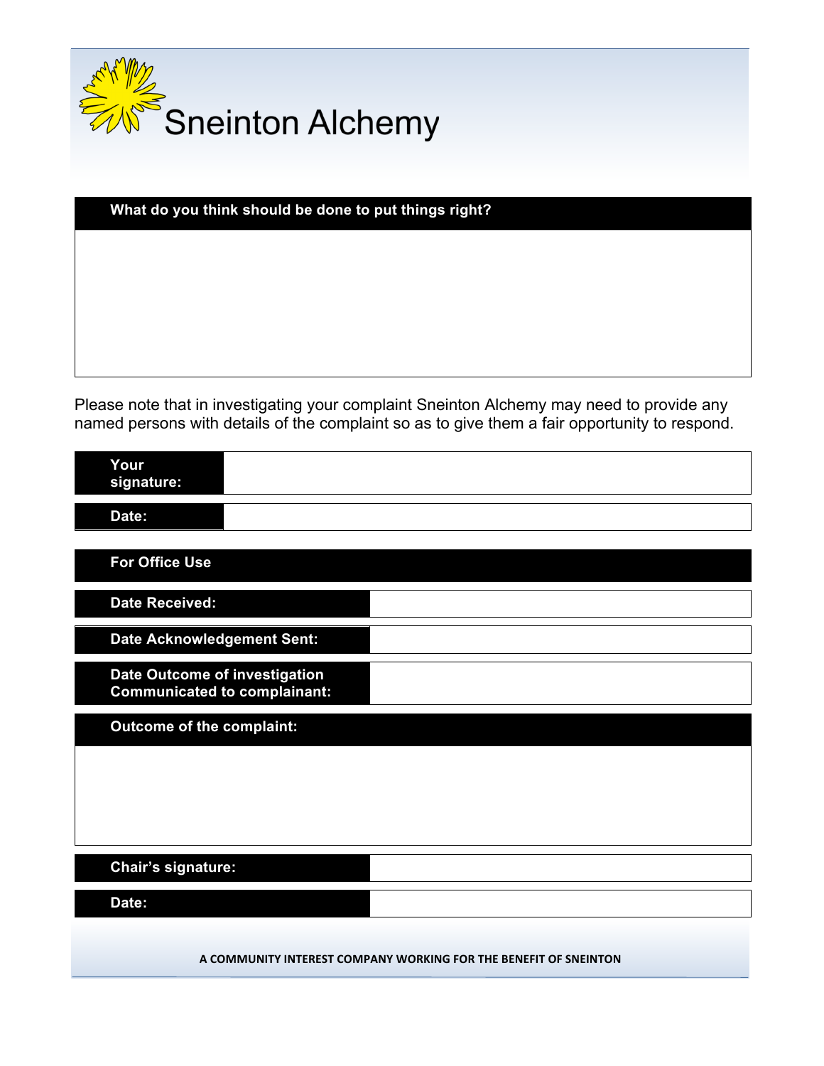# Sneinton Alchemy

| What do you think should be done to put things right? |
| --- |
| |

Please note that in investigating your complaint Sneinton Alchemy may need to provide any named persons with details of the complaint so as to give them a fair opportunity to respond.

| | |
| --- | --- |
| **Your signature:** | |
| **Date:** | |

| For Office Use | |
| --- | --- |
| **Date Received:** | |
| **Date Acknowledgement Sent:** | |
| **Date Outcome of investigation Communicated to complainant:** | |

| Outcome of the complaint: |
| --- |
| |

| | |
| --- | --- |
| **Chair's signature:** | |
| **Date:** | |

A COMMUNITY INTEREST COMPANY WORKING FOR THE BENEFIT OF SNEINTON